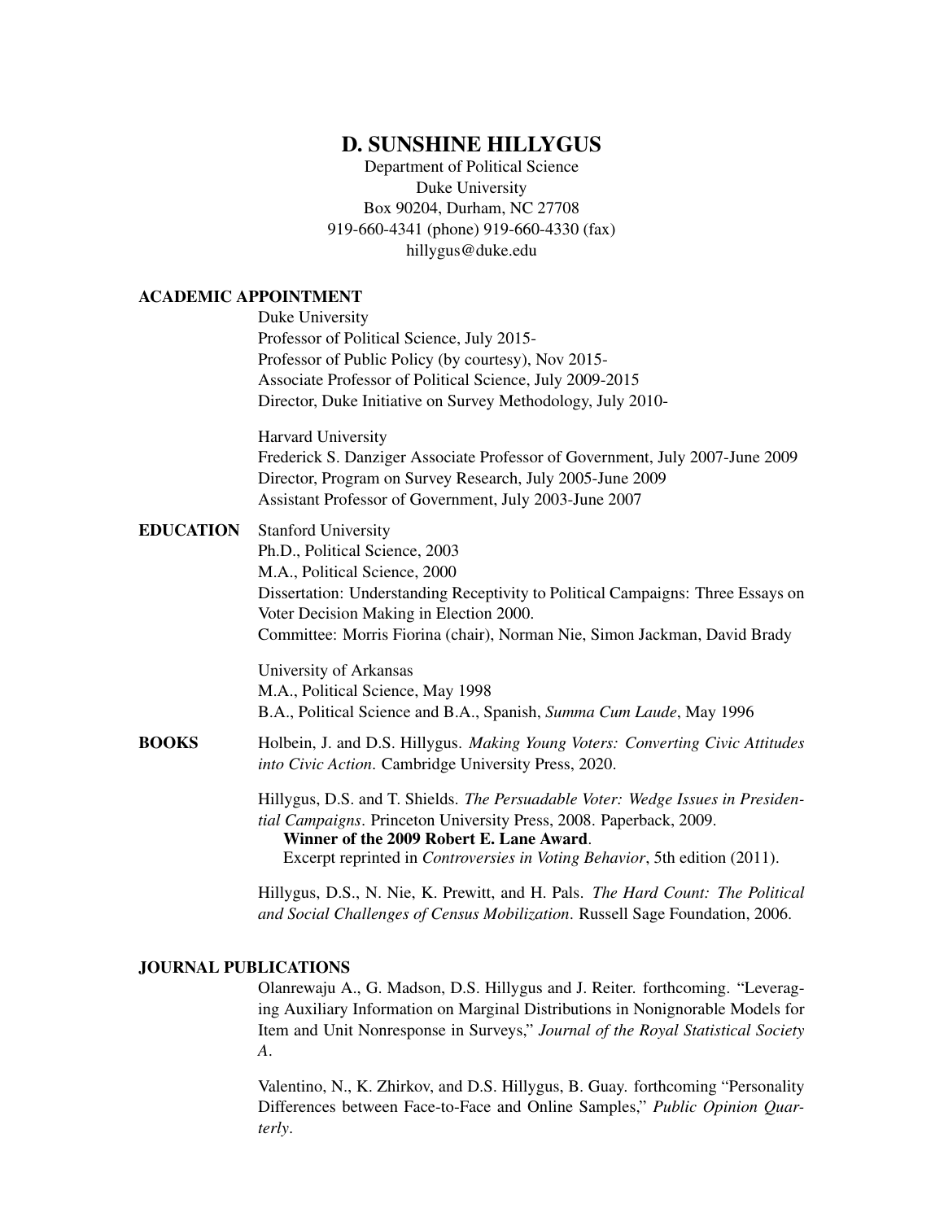# D. SUNSHINE HILLYGUS

Department of Political Science
Duke University
Box 90204, Durham, NC 27708
919-660-4341 (phone) 919-660-4330 (fax)
hillygus@duke.edu

## ACADEMIC APPOINTMENT

Duke University
Professor of Political Science, July 2015-
Professor of Public Policy (by courtesy), Nov 2015-
Associate Professor of Political Science, July 2009-2015
Director, Duke Initiative on Survey Methodology, July 2010-

Harvard University
Frederick S. Danziger Associate Professor of Government, July 2007-June 2009
Director, Program on Survey Research, July 2005-June 2009
Assistant Professor of Government, July 2003-June 2007

## EDUCATION

Stanford University
Ph.D., Political Science, 2003
M.A., Political Science, 2000
Dissertation: Understanding Receptivity to Political Campaigns: Three Essays on Voter Decision Making in Election 2000.
Committee: Morris Fiorina (chair), Norman Nie, Simon Jackman, David Brady

University of Arkansas
M.A., Political Science, May 1998
B.A., Political Science and B.A., Spanish, *Summa Cum Laude*, May 1996

## BOOKS

Holbein, J. and D.S. Hillygus. *Making Young Voters: Converting Civic Attitudes into Civic Action*. Cambridge University Press, 2020.

Hillygus, D.S. and T. Shields. *The Persuadable Voter: Wedge Issues in Presidential Campaigns*. Princeton University Press, 2008. Paperback, 2009.
**Winner of the 2009 Robert E. Lane Award**.
Excerpt reprinted in *Controversies in Voting Behavior*, 5th edition (2011).

Hillygus, D.S., N. Nie, K. Prewitt, and H. Pals. *The Hard Count: The Political and Social Challenges of Census Mobilization*. Russell Sage Foundation, 2006.

## JOURNAL PUBLICATIONS

Olanrewaju A., G. Madson, D.S. Hillygus and J. Reiter. forthcoming. "Leveraging Auxiliary Information on Marginal Distributions in Nonignorable Models for Item and Unit Nonresponse in Surveys," *Journal of the Royal Statistical Society A*.

Valentino, N., K. Zhirkov, and D.S. Hillygus, B. Guay. forthcoming "Personality Differences between Face-to-Face and Online Samples," *Public Opinion Quarterly*.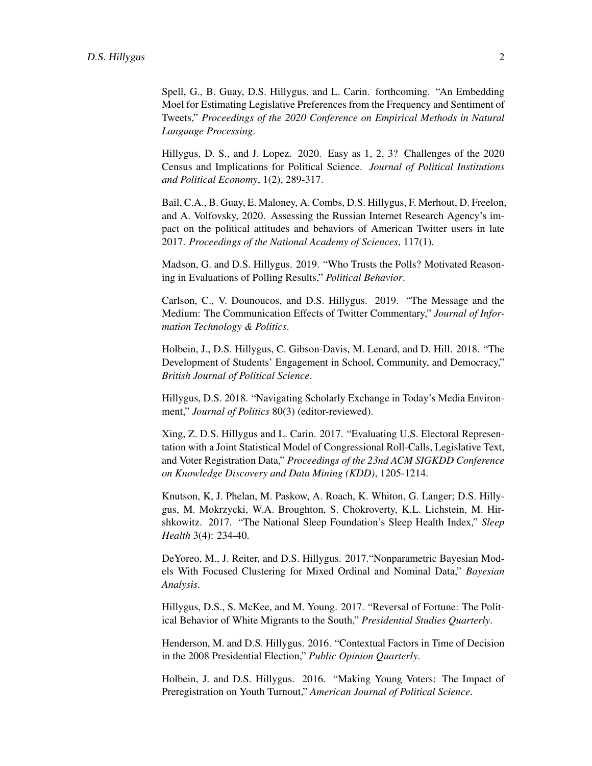Spell, G., B. Guay, D.S. Hillygus, and L. Carin. forthcoming. "An Embedding Moel for Estimating Legislative Preferences from the Frequency and Sentiment of Tweets," *Proceedings of the 2020 Conference on Empirical Methods in Natural Language Processing*.

Hillygus, D. S., and J. Lopez. 2020. Easy as 1, 2, 3? Challenges of the 2020 Census and Implications for Political Science. *Journal of Political Institutions and Political Economy*, 1(2), 289-317.

Bail, C.A., B. Guay, E. Maloney, A. Combs, D.S. Hillygus, F. Merhout, D. Freelon, and A. Volfovsky, 2020. Assessing the Russian Internet Research Agency's impact on the political attitudes and behaviors of American Twitter users in late 2017. *Proceedings of the National Academy of Sciences*, 117(1).

Madson, G. and D.S. Hillygus. 2019. "Who Trusts the Polls? Motivated Reasoning in Evaluations of Polling Results," *Political Behavior*.

Carlson, C., V. Dounoucos, and D.S. Hillygus. 2019. "The Message and the Medium: The Communication Effects of Twitter Commentary," *Journal of Information Technology & Politics*.

Holbein, J., D.S. Hillygus, C. Gibson-Davis, M. Lenard, and D. Hill. 2018. "The Development of Students' Engagement in School, Community, and Democracy," *British Journal of Political Science*.

Hillygus, D.S. 2018. "Navigating Scholarly Exchange in Today's Media Environment," *Journal of Politics* 80(3) (editor-reviewed).

Xing, Z. D.S. Hillygus and L. Carin. 2017. "Evaluating U.S. Electoral Representation with a Joint Statistical Model of Congressional Roll-Calls, Legislative Text, and Voter Registration Data," *Proceedings of the 23nd ACM SIGKDD Conference on Knowledge Discovery and Data Mining (KDD)*, 1205-1214.

Knutson, K, J. Phelan, M. Paskow, A. Roach, K. Whiton, G. Langer; D.S. Hillygus, M. Mokrzycki, W.A. Broughton, S. Chokroverty, K.L. Lichstein, M. Hirshkowitz. 2017. "The National Sleep Foundation's Sleep Health Index," *Sleep Health* 3(4): 234-40.

DeYoreo, M., J. Reiter, and D.S. Hillygus. 2017."Nonparametric Bayesian Models With Focused Clustering for Mixed Ordinal and Nominal Data," *Bayesian Analysis*.

Hillygus, D.S., S. McKee, and M. Young. 2017. "Reversal of Fortune: The Political Behavior of White Migrants to the South," *Presidential Studies Quarterly*.

Henderson, M. and D.S. Hillygus. 2016. "Contextual Factors in Time of Decision in the 2008 Presidential Election," *Public Opinion Quarterly*.

Holbein, J. and D.S. Hillygus. 2016. "Making Young Voters: The Impact of Preregistration on Youth Turnout," *American Journal of Political Science*.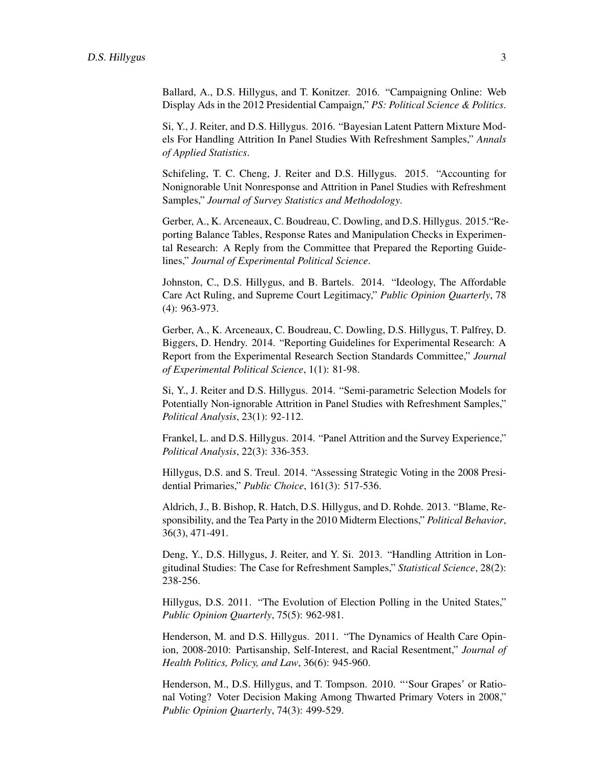Ballard, A., D.S. Hillygus, and T. Konitzer. 2016. "Campaigning Online: Web Display Ads in the 2012 Presidential Campaign," *PS: Political Science & Politics*.

Si, Y., J. Reiter, and D.S. Hillygus. 2016. "Bayesian Latent Pattern Mixture Models For Handling Attrition In Panel Studies With Refreshment Samples," *Annals of Applied Statistics*.

Schifeling, T. C. Cheng, J. Reiter and D.S. Hillygus. 2015. "Accounting for Nonignorable Unit Nonresponse and Attrition in Panel Studies with Refreshment Samples," *Journal of Survey Statistics and Methodology*.

Gerber, A., K. Arceneaux, C. Boudreau, C. Dowling, and D.S. Hillygus. 2015."Reporting Balance Tables, Response Rates and Manipulation Checks in Experimental Research: A Reply from the Committee that Prepared the Reporting Guidelines," *Journal of Experimental Political Science*.

Johnston, C., D.S. Hillygus, and B. Bartels. 2014. "Ideology, The Affordable Care Act Ruling, and Supreme Court Legitimacy," *Public Opinion Quarterly*, 78 (4): 963-973.

Gerber, A., K. Arceneaux, C. Boudreau, C. Dowling, D.S. Hillygus, T. Palfrey, D. Biggers, D. Hendry. 2014. "Reporting Guidelines for Experimental Research: A Report from the Experimental Research Section Standards Committee," *Journal of Experimental Political Science*, 1(1): 81-98.

Si, Y., J. Reiter and D.S. Hillygus. 2014. "Semi-parametric Selection Models for Potentially Non-ignorable Attrition in Panel Studies with Refreshment Samples," *Political Analysis*, 23(1): 92-112.

Frankel, L. and D.S. Hillygus. 2014. "Panel Attrition and the Survey Experience," *Political Analysis*, 22(3): 336-353.

Hillygus, D.S. and S. Treul. 2014. "Assessing Strategic Voting in the 2008 Presidential Primaries," *Public Choice*, 161(3): 517-536.

Aldrich, J., B. Bishop, R. Hatch, D.S. Hillygus, and D. Rohde. 2013. "Blame, Responsibility, and the Tea Party in the 2010 Midterm Elections," *Political Behavior*, 36(3), 471-491.

Deng, Y., D.S. Hillygus, J. Reiter, and Y. Si. 2013. "Handling Attrition in Longitudinal Studies: The Case for Refreshment Samples," *Statistical Science*, 28(2): 238-256.

Hillygus, D.S. 2011. "The Evolution of Election Polling in the United States," *Public Opinion Quarterly*, 75(5): 962-981.

Henderson, M. and D.S. Hillygus. 2011. "The Dynamics of Health Care Opinion, 2008-2010: Partisanship, Self-Interest, and Racial Resentment," *Journal of Health Politics, Policy, and Law*, 36(6): 945-960.

Henderson, M., D.S. Hillygus, and T. Tompson. 2010. "'Sour Grapes' or Rational Voting? Voter Decision Making Among Thwarted Primary Voters in 2008," *Public Opinion Quarterly*, 74(3): 499-529.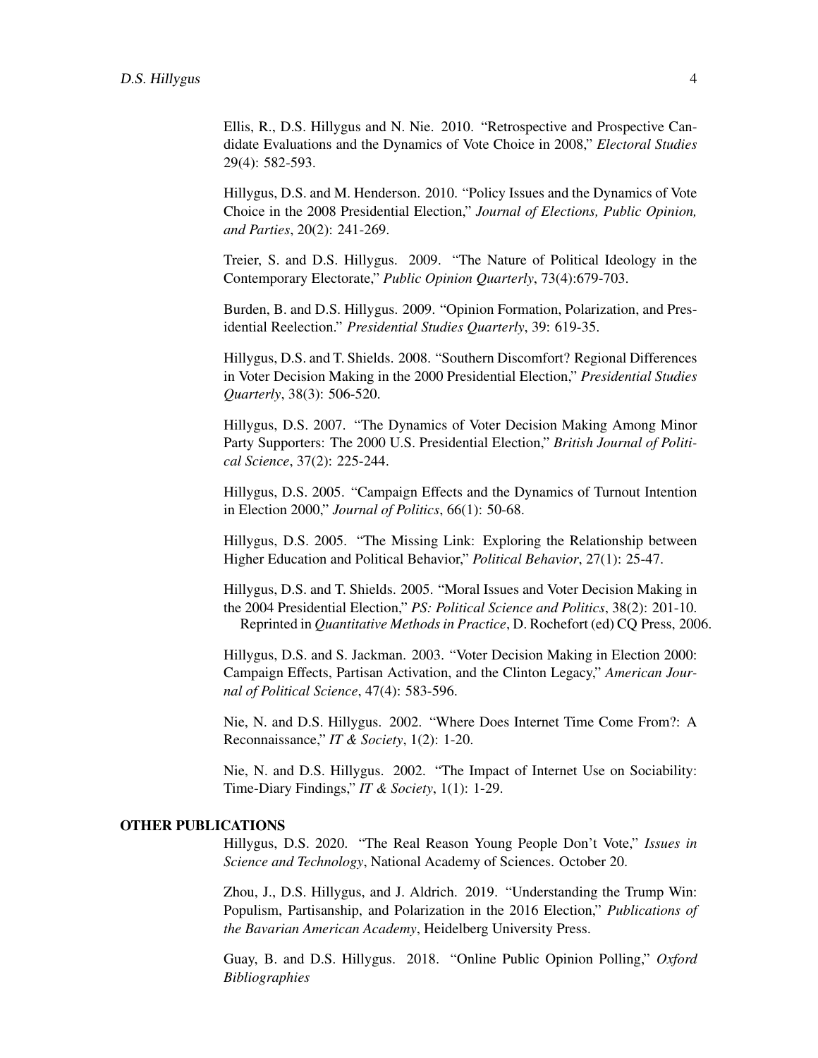Ellis, R., D.S. Hillygus and N. Nie. 2010. "Retrospective and Prospective Candidate Evaluations and the Dynamics of Vote Choice in 2008," *Electoral Studies* 29(4): 582-593.

Hillygus, D.S. and M. Henderson. 2010. "Policy Issues and the Dynamics of Vote Choice in the 2008 Presidential Election," *Journal of Elections, Public Opinion, and Parties*, 20(2): 241-269.

Treier, S. and D.S. Hillygus. 2009. "The Nature of Political Ideology in the Contemporary Electorate," *Public Opinion Quarterly*, 73(4):679-703.

Burden, B. and D.S. Hillygus. 2009. "Opinion Formation, Polarization, and Presidential Reelection." *Presidential Studies Quarterly*, 39: 619-35.

Hillygus, D.S. and T. Shields. 2008. "Southern Discomfort? Regional Differences in Voter Decision Making in the 2000 Presidential Election," *Presidential Studies Quarterly*, 38(3): 506-520.

Hillygus, D.S. 2007. "The Dynamics of Voter Decision Making Among Minor Party Supporters: The 2000 U.S. Presidential Election," *British Journal of Political Science*, 37(2): 225-244.

Hillygus, D.S. 2005. "Campaign Effects and the Dynamics of Turnout Intention in Election 2000," *Journal of Politics*, 66(1): 50-68.

Hillygus, D.S. 2005. "The Missing Link: Exploring the Relationship between Higher Education and Political Behavior," *Political Behavior*, 27(1): 25-47.

Hillygus, D.S. and T. Shields. 2005. "Moral Issues and Voter Decision Making in the 2004 Presidential Election," *PS: Political Science and Politics*, 38(2): 201-10. Reprinted in *Quantitative Methods in Practice*, D. Rochefort (ed) CQ Press, 2006.

Hillygus, D.S. and S. Jackman. 2003. "Voter Decision Making in Election 2000: Campaign Effects, Partisan Activation, and the Clinton Legacy," *American Journal of Political Science*, 47(4): 583-596.

Nie, N. and D.S. Hillygus. 2002. "Where Does Internet Time Come From?: A Reconnaissance," *IT & Society*, 1(2): 1-20.

Nie, N. and D.S. Hillygus. 2002. "The Impact of Internet Use on Sociability: Time-Diary Findings," *IT & Society*, 1(1): 1-29.

## OTHER PUBLICATIONS

Hillygus, D.S. 2020. "The Real Reason Young People Don't Vote," *Issues in Science and Technology*, National Academy of Sciences. October 20.

Zhou, J., D.S. Hillygus, and J. Aldrich. 2019. "Understanding the Trump Win: Populism, Partisanship, and Polarization in the 2016 Election," *Publications of the Bavarian American Academy*, Heidelberg University Press.

Guay, B. and D.S. Hillygus. 2018. "Online Public Opinion Polling," *Oxford Bibliographies*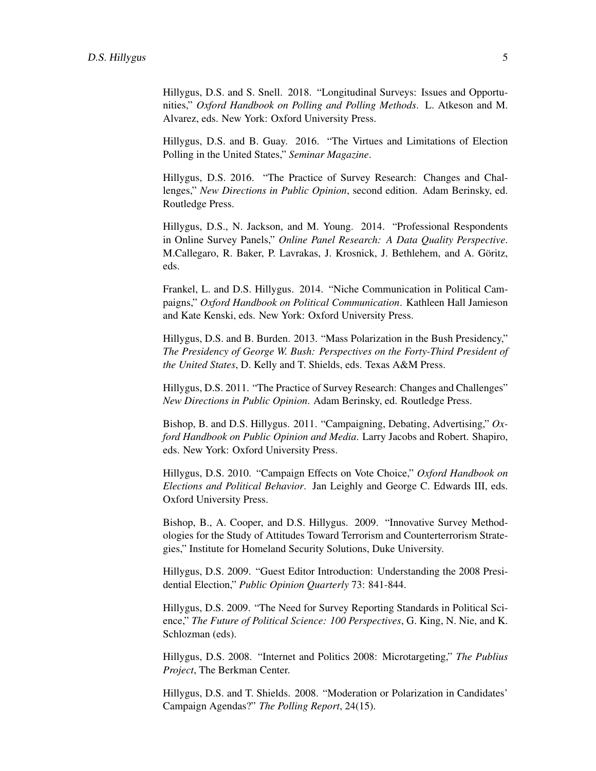Hillygus, D.S. and S. Snell. 2018. "Longitudinal Surveys: Issues and Opportunities," *Oxford Handbook on Polling and Polling Methods*. L. Atkeson and M. Alvarez, eds. New York: Oxford University Press.

Hillygus, D.S. and B. Guay. 2016. "The Virtues and Limitations of Election Polling in the United States," *Seminar Magazine*.

Hillygus, D.S. 2016. "The Practice of Survey Research: Changes and Challenges," *New Directions in Public Opinion*, second edition. Adam Berinsky, ed. Routledge Press.

Hillygus, D.S., N. Jackson, and M. Young. 2014. "Professional Respondents in Online Survey Panels," *Online Panel Research: A Data Quality Perspective*. M.Callegaro, R. Baker, P. Lavrakas, J. Krosnick, J. Bethlehem, and A. Göritz, eds.

Frankel, L. and D.S. Hillygus. 2014. "Niche Communication in Political Campaigns," *Oxford Handbook on Political Communication*. Kathleen Hall Jamieson and Kate Kenski, eds. New York: Oxford University Press.

Hillygus, D.S. and B. Burden. 2013. "Mass Polarization in the Bush Presidency," *The Presidency of George W. Bush: Perspectives on the Forty-Third President of the United States*, D. Kelly and T. Shields, eds. Texas A&M Press.

Hillygus, D.S. 2011. "The Practice of Survey Research: Changes and Challenges" *New Directions in Public Opinion*. Adam Berinsky, ed. Routledge Press.

Bishop, B. and D.S. Hillygus. 2011. "Campaigning, Debating, Advertising," *Oxford Handbook on Public Opinion and Media*. Larry Jacobs and Robert. Shapiro, eds. New York: Oxford University Press.

Hillygus, D.S. 2010. "Campaign Effects on Vote Choice," *Oxford Handbook on Elections and Political Behavior*. Jan Leighly and George C. Edwards III, eds. Oxford University Press.

Bishop, B., A. Cooper, and D.S. Hillygus. 2009. "Innovative Survey Methodologies for the Study of Attitudes Toward Terrorism and Counterterrorism Strategies," Institute for Homeland Security Solutions, Duke University.

Hillygus, D.S. 2009. "Guest Editor Introduction: Understanding the 2008 Presidential Election," *Public Opinion Quarterly* 73: 841-844.

Hillygus, D.S. 2009. "The Need for Survey Reporting Standards in Political Science," *The Future of Political Science: 100 Perspectives*, G. King, N. Nie, and K. Schlozman (eds).

Hillygus, D.S. 2008. "Internet and Politics 2008: Microtargeting," *The Publius Project*, The Berkman Center.

Hillygus, D.S. and T. Shields. 2008. "Moderation or Polarization in Candidates' Campaign Agendas?" *The Polling Report*, 24(15).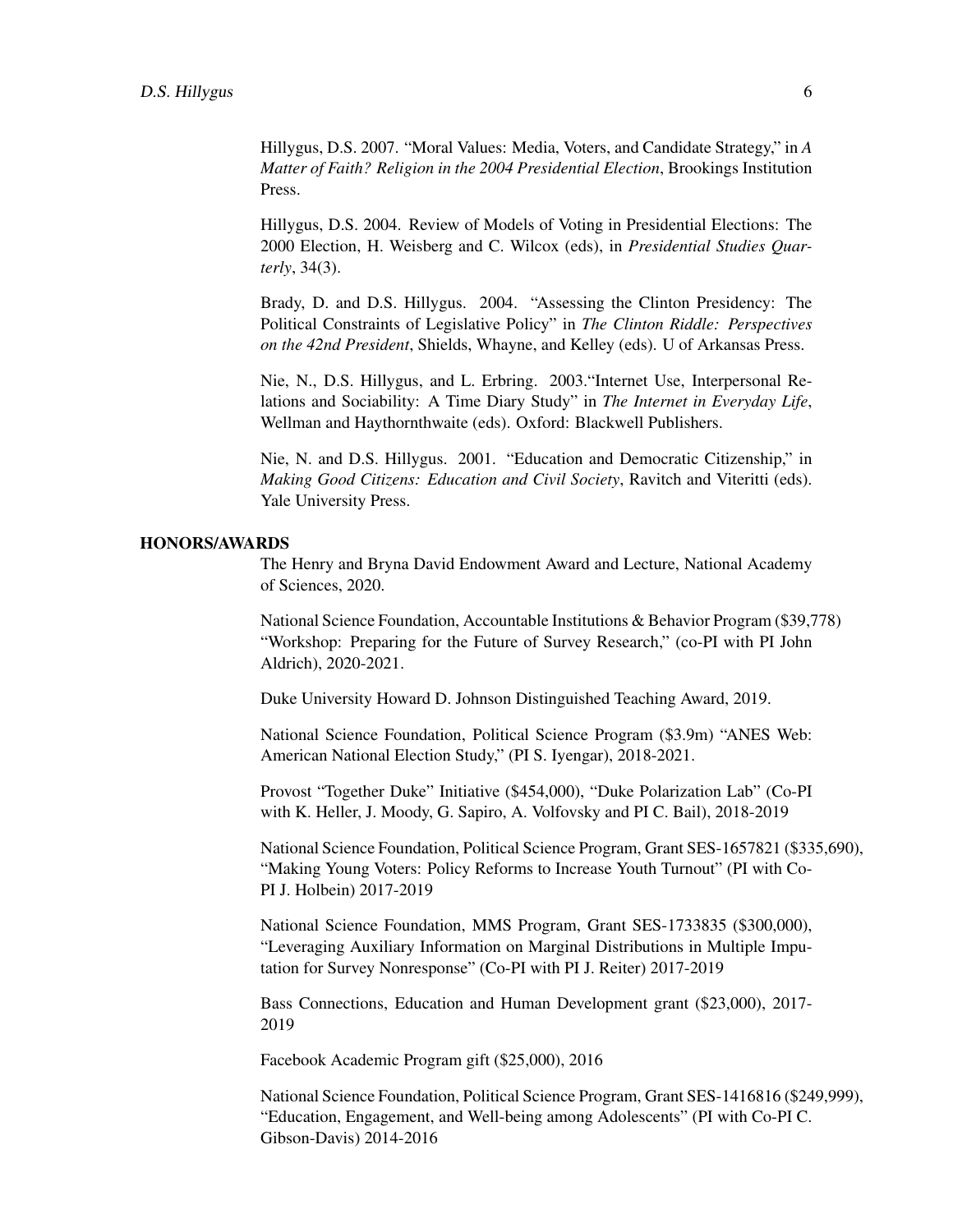Hillygus, D.S. 2007. "Moral Values: Media, Voters, and Candidate Strategy," in *A Matter of Faith? Religion in the 2004 Presidential Election*, Brookings Institution Press.

Hillygus, D.S. 2004. Review of Models of Voting in Presidential Elections: The 2000 Election, H. Weisberg and C. Wilcox (eds), in *Presidential Studies Quarterly*, 34(3).

Brady, D. and D.S. Hillygus. 2004. "Assessing the Clinton Presidency: The Political Constraints of Legislative Policy" in *The Clinton Riddle: Perspectives on the 42nd President*, Shields, Whayne, and Kelley (eds). U of Arkansas Press.

Nie, N., D.S. Hillygus, and L. Erbring. 2003."Internet Use, Interpersonal Relations and Sociability: A Time Diary Study" in *The Internet in Everyday Life*, Wellman and Haythornthwaite (eds). Oxford: Blackwell Publishers.

Nie, N. and D.S. Hillygus. 2001. "Education and Democratic Citizenship," in *Making Good Citizens: Education and Civil Society*, Ravitch and Viteritti (eds). Yale University Press.

## HONORS/AWARDS

The Henry and Bryna David Endowment Award and Lecture, National Academy of Sciences, 2020.

National Science Foundation, Accountable Institutions & Behavior Program ($39,778) "Workshop: Preparing for the Future of Survey Research," (co-PI with PI John Aldrich), 2020-2021.

Duke University Howard D. Johnson Distinguished Teaching Award, 2019.

National Science Foundation, Political Science Program ($3.9m) "ANES Web: American National Election Study," (PI S. Iyengar), 2018-2021.

Provost "Together Duke" Initiative ($454,000), "Duke Polarization Lab" (Co-PI with K. Heller, J. Moody, G. Sapiro, A. Volfovsky and PI C. Bail), 2018-2019

National Science Foundation, Political Science Program, Grant SES-1657821 ($335,690), "Making Young Voters: Policy Reforms to Increase Youth Turnout" (PI with Co-PI J. Holbein) 2017-2019

National Science Foundation, MMS Program, Grant SES-1733835 ($300,000), "Leveraging Auxiliary Information on Marginal Distributions in Multiple Imputation for Survey Nonresponse" (Co-PI with PI J. Reiter) 2017-2019

Bass Connections, Education and Human Development grant ($23,000), 2017-2019

Facebook Academic Program gift ($25,000), 2016

National Science Foundation, Political Science Program, Grant SES-1416816 ($249,999), "Education, Engagement, and Well-being among Adolescents" (PI with Co-PI C. Gibson-Davis) 2014-2016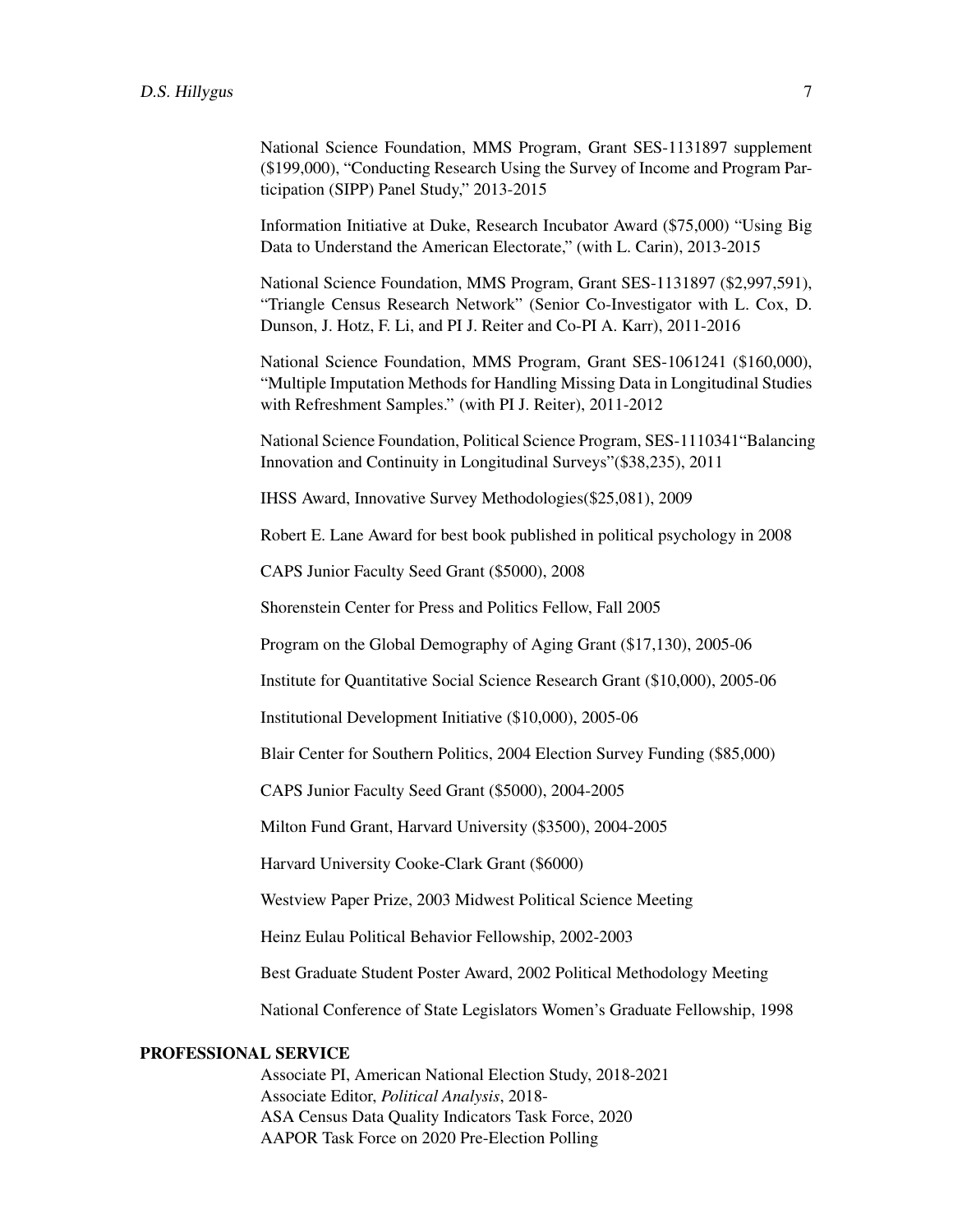National Science Foundation, MMS Program, Grant SES-1131897 supplement ($199,000), "Conducting Research Using the Survey of Income and Program Participation (SIPP) Panel Study," 2013-2015

Information Initiative at Duke, Research Incubator Award ($75,000) "Using Big Data to Understand the American Electorate," (with L. Carin), 2013-2015

National Science Foundation, MMS Program, Grant SES-1131897 ($2,997,591), "Triangle Census Research Network" (Senior Co-Investigator with L. Cox, D. Dunson, J. Hotz, F. Li, and PI J. Reiter and Co-PI A. Karr), 2011-2016

National Science Foundation, MMS Program, Grant SES-1061241 ($160,000), "Multiple Imputation Methods for Handling Missing Data in Longitudinal Studies with Refreshment Samples." (with PI J. Reiter), 2011-2012

National Science Foundation, Political Science Program, SES-1110341"Balancing Innovation and Continuity in Longitudinal Surveys"($38,235), 2011

IHSS Award, Innovative Survey Methodologies($25,081), 2009

Robert E. Lane Award for best book published in political psychology in 2008

CAPS Junior Faculty Seed Grant ($5000), 2008

Shorenstein Center for Press and Politics Fellow, Fall 2005

Program on the Global Demography of Aging Grant ($17,130), 2005-06

Institute for Quantitative Social Science Research Grant ($10,000), 2005-06

Institutional Development Initiative ($10,000), 2005-06

Blair Center for Southern Politics, 2004 Election Survey Funding ($85,000)

CAPS Junior Faculty Seed Grant ($5000), 2004-2005

Milton Fund Grant, Harvard University ($3500), 2004-2005

Harvard University Cooke-Clark Grant ($6000)

Westview Paper Prize, 2003 Midwest Political Science Meeting

Heinz Eulau Political Behavior Fellowship, 2002-2003

Best Graduate Student Poster Award, 2002 Political Methodology Meeting

National Conference of State Legislators Women's Graduate Fellowship, 1998

## PROFESSIONAL SERVICE

Associate PI, American National Election Study, 2018-2021
Associate Editor, *Political Analysis*, 2018-
ASA Census Data Quality Indicators Task Force, 2020
AAPOR Task Force on 2020 Pre-Election Polling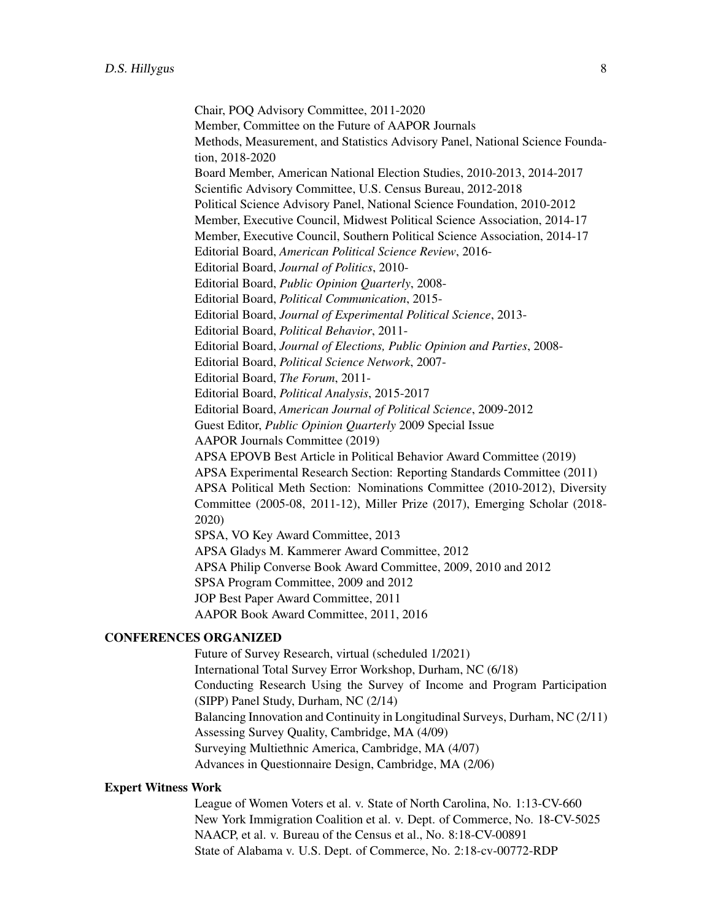Chair, POQ Advisory Committee, 2011-2020

Member, Committee on the Future of AAPOR Journals

Methods, Measurement, and Statistics Advisory Panel, National Science Foundation, 2018-2020

Board Member, American National Election Studies, 2010-2013, 2014-2017

Scientific Advisory Committee, U.S. Census Bureau, 2012-2018

Political Science Advisory Panel, National Science Foundation, 2010-2012

Member, Executive Council, Midwest Political Science Association, 2014-17

Member, Executive Council, Southern Political Science Association, 2014-17

Editorial Board, *American Political Science Review*, 2016-

Editorial Board, *Journal of Politics*, 2010-

Editorial Board, *Public Opinion Quarterly*, 2008-

Editorial Board, *Political Communication*, 2015-

Editorial Board, *Journal of Experimental Political Science*, 2013-

Editorial Board, *Political Behavior*, 2011-

Editorial Board, *Journal of Elections, Public Opinion and Parties*, 2008-

Editorial Board, *Political Science Network*, 2007-

Editorial Board, *The Forum*, 2011-

Editorial Board, *Political Analysis*, 2015-2017

Editorial Board, *American Journal of Political Science*, 2009-2012

Guest Editor, *Public Opinion Quarterly* 2009 Special Issue

AAPOR Journals Committee (2019)

APSA EPOVB Best Article in Political Behavior Award Committee (2019)

APSA Experimental Research Section: Reporting Standards Committee (2011)

APSA Political Meth Section: Nominations Committee (2010-2012), Diversity Committee (2005-08, 2011-12), Miller Prize (2017), Emerging Scholar (2018-2020)

SPSA, VO Key Award Committee, 2013

APSA Gladys M. Kammerer Award Committee, 2012

APSA Philip Converse Book Award Committee, 2009, 2010 and 2012

SPSA Program Committee, 2009 and 2012

JOP Best Paper Award Committee, 2011

AAPOR Book Award Committee, 2011, 2016

## CONFERENCES ORGANIZED

Future of Survey Research, virtual (scheduled 1/2021)

International Total Survey Error Workshop, Durham, NC (6/18)

Conducting Research Using the Survey of Income and Program Participation (SIPP) Panel Study, Durham, NC (2/14)

Balancing Innovation and Continuity in Longitudinal Surveys, Durham, NC (2/11)

Assessing Survey Quality, Cambridge, MA (4/09)

Surveying Multiethnic America, Cambridge, MA (4/07)

Advances in Questionnaire Design, Cambridge, MA (2/06)

## Expert Witness Work

League of Women Voters et al. v. State of North Carolina, No. 1:13-CV-660

New York Immigration Coalition et al. v. Dept. of Commerce, No. 18-CV-5025

NAACP, et al. v. Bureau of the Census et al., No. 8:18-CV-00891

State of Alabama v. U.S. Dept. of Commerce, No. 2:18-cv-00772-RDP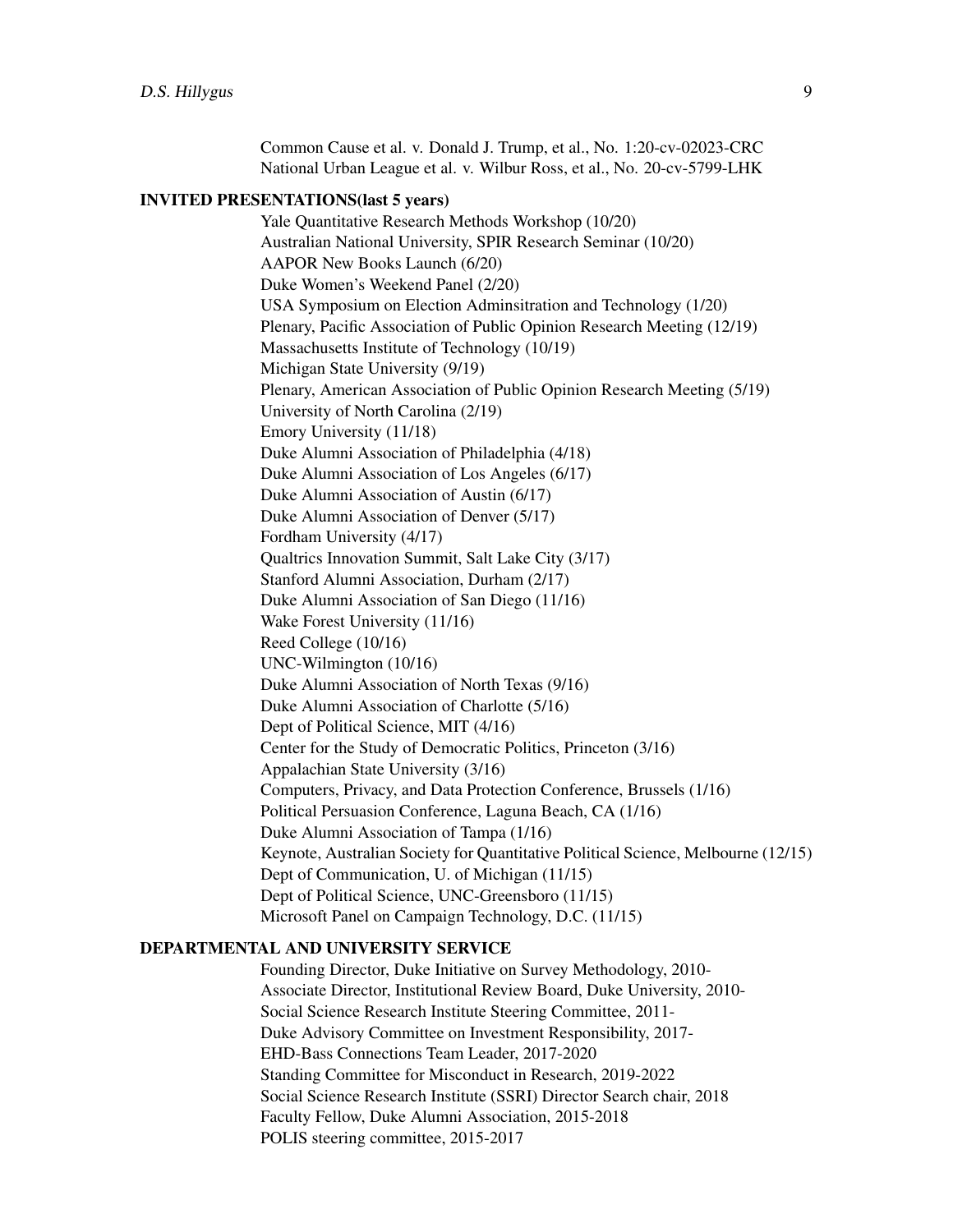Common Cause et al. v. Donald J. Trump, et al., No. 1:20-cv-02023-CRC
National Urban League et al. v. Wilbur Ross, et al., No. 20-cv-5799-LHK

## INVITED PRESENTATIONS(last 5 years)

Yale Quantitative Research Methods Workshop (10/20)
Australian National University, SPIR Research Seminar (10/20)
AAPOR New Books Launch (6/20)
Duke Women's Weekend Panel (2/20)
USA Symposium on Election Adminsitration and Technology (1/20)
Plenary, Pacific Association of Public Opinion Research Meeting (12/19)
Massachusetts Institute of Technology (10/19)
Michigan State University (9/19)
Plenary, American Association of Public Opinion Research Meeting (5/19)
University of North Carolina (2/19)
Emory University (11/18)
Duke Alumni Association of Philadelphia (4/18)
Duke Alumni Association of Los Angeles (6/17)
Duke Alumni Association of Austin (6/17)
Duke Alumni Association of Denver (5/17)
Fordham University (4/17)
Qualtrics Innovation Summit, Salt Lake City (3/17)
Stanford Alumni Association, Durham (2/17)
Duke Alumni Association of San Diego (11/16)
Wake Forest University (11/16)
Reed College (10/16)
UNC-Wilmington (10/16)
Duke Alumni Association of North Texas (9/16)
Duke Alumni Association of Charlotte (5/16)
Dept of Political Science, MIT (4/16)
Center for the Study of Democratic Politics, Princeton (3/16)
Appalachian State University (3/16)
Computers, Privacy, and Data Protection Conference, Brussels (1/16)
Political Persuasion Conference, Laguna Beach, CA (1/16)
Duke Alumni Association of Tampa (1/16)
Keynote, Australian Society for Quantitative Political Science, Melbourne (12/15)
Dept of Communication, U. of Michigan (11/15)
Dept of Political Science, UNC-Greensboro (11/15)
Microsoft Panel on Campaign Technology, D.C. (11/15)

## DEPARTMENTAL AND UNIVERSITY SERVICE

Founding Director, Duke Initiative on Survey Methodology, 2010-
Associate Director, Institutional Review Board, Duke University, 2010-
Social Science Research Institute Steering Committee, 2011-
Duke Advisory Committee on Investment Responsibility, 2017-
EHD-Bass Connections Team Leader, 2017-2020
Standing Committee for Misconduct in Research, 2019-2022
Social Science Research Institute (SSRI) Director Search chair, 2018
Faculty Fellow, Duke Alumni Association, 2015-2018
POLIS steering committee, 2015-2017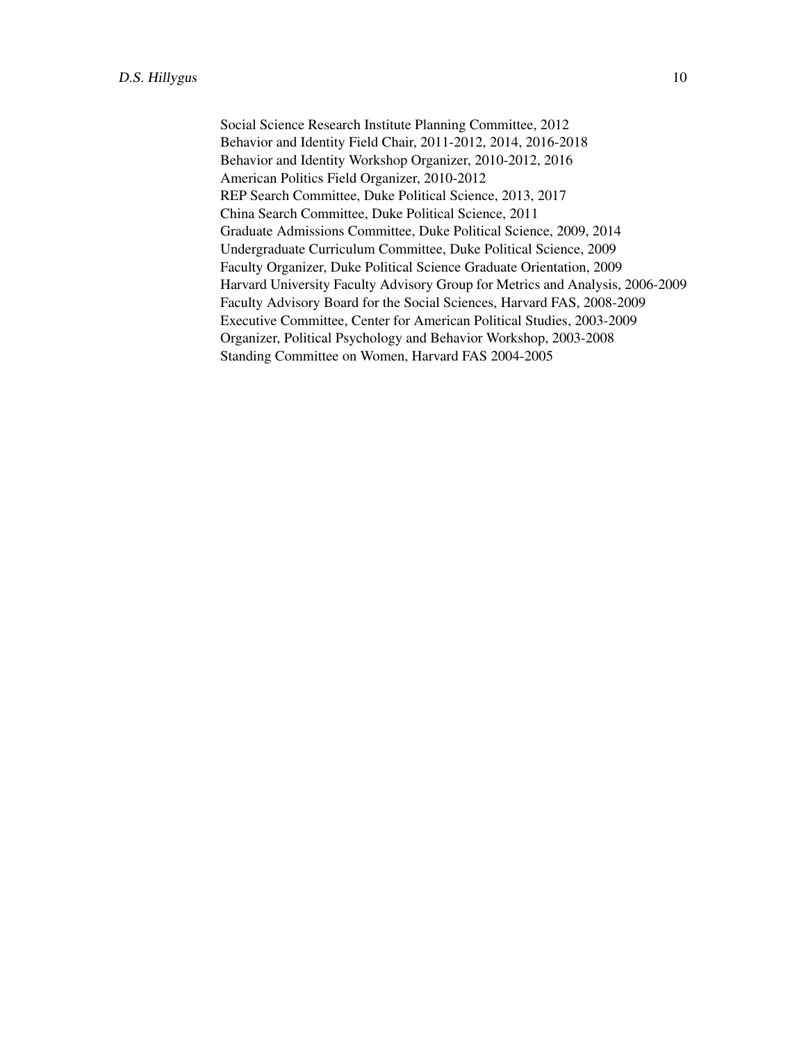Social Science Research Institute Planning Committee, 2012
Behavior and Identity Field Chair, 2011-2012, 2014, 2016-2018
Behavior and Identity Workshop Organizer, 2010-2012, 2016
American Politics Field Organizer, 2010-2012
REP Search Committee, Duke Political Science, 2013, 2017
China Search Committee, Duke Political Science, 2011
Graduate Admissions Committee, Duke Political Science, 2009, 2014
Undergraduate Curriculum Committee, Duke Political Science, 2009
Faculty Organizer, Duke Political Science Graduate Orientation, 2009
Harvard University Faculty Advisory Group for Metrics and Analysis, 2006-2009
Faculty Advisory Board for the Social Sciences, Harvard FAS, 2008-2009
Executive Committee, Center for American Political Studies, 2003-2009
Organizer, Political Psychology and Behavior Workshop, 2003-2008
Standing Committee on Women, Harvard FAS 2004-2005